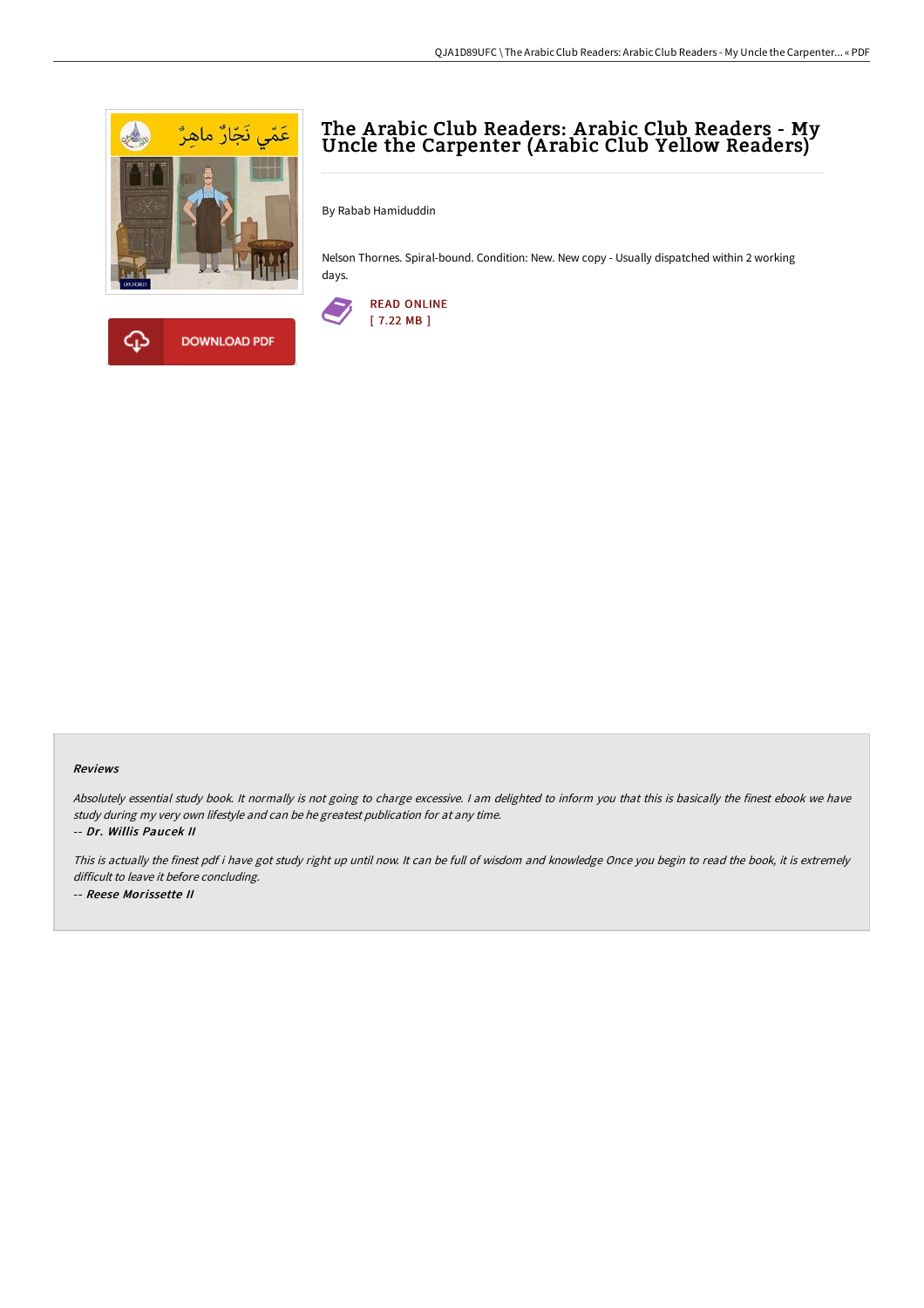# The Arabic Club Readers: Arabic Club Readers - My Uncle the Carpenter (Arabic Club Yellow Readers)

By Rabab Hamiduddin

Nelson Thornes. Spiral-bound. Condition: New. New copy - Usually dispatched within 2 working days.

READ ONLINE
[ 7.22 MB ]

DOWNLOAD PDF

### Reviews

*Absolutely essential study book. It normally is not going to charge excessive. I am delighted to inform you that this is basically the finest ebook we have study during my very own lifestyle and can be he greatest publication for at any time.*

*-- **Dr. Willis Paucek II***

*This is actually the finest pdf i have got study right up until now. It can be full of wisdom and knowledge Once you begin to read the book, it is extremely difficult to leave it before concluding.*

*-- **Reese Morissette II***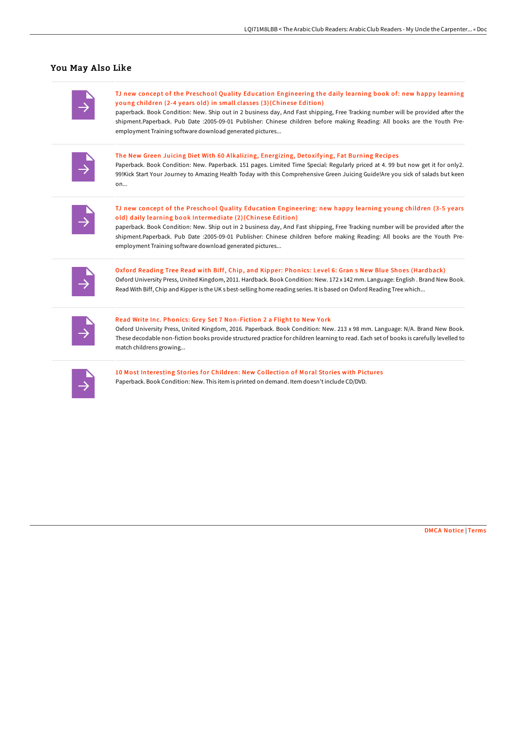## You May Also Like

**TJ new concept of the Preschool Quality Education Engineering the daily learning book of: new happy learning young children (2-4 years old) in small classes (3)(Chinese Edition)**

paperback. Book Condition: New. Ship out in 2 business day, And Fast shipping, Free Tracking number will be provided after the shipment.Paperback. Pub Date :2005-09-01 Publisher: Chinese children before making Reading: All books are the Youth Pre-employment Training software download generated pictures...

**The New Green Juicing Diet With 60 Alkalizing, Energizing, Detoxifying, Fat Burning Recipes**

Paperback. Book Condition: New. Paperback. 151 pages. Limited Time Special: Regularly priced at 4. 99 but now get it for only2. 99!Kick Start Your Journey to Amazing Health Today with this Comprehensive Green Juicing Guide!Are you sick of salads but keen on...

**TJ new concept of the Preschool Quality Education Engineering: new happy learning young children (3-5 years old) daily learning book Intermediate (2)(Chinese Edition)**

paperback. Book Condition: New. Ship out in 2 business day, And Fast shipping, Free Tracking number will be provided after the shipment.Paperback. Pub Date :2005-09-01 Publisher: Chinese children before making Reading: All books are the Youth Pre-employment Training software download generated pictures...

**Oxford Reading Tree Read with Biff, Chip, and Kipper: Phonics: Level 6: Gran s New Blue Shoes (Hardback)**

Oxford University Press, United Kingdom, 2011. Hardback. Book Condition: New. 172 x 142 mm. Language: English . Brand New Book. Read With Biff, Chip and Kipper is the UK s best-selling home reading series. It is based on Oxford Reading Tree which...

**Read Write Inc. Phonics: Grey Set 7 Non-Fiction 2 a Flight to New York**

Oxford University Press, United Kingdom, 2016. Paperback. Book Condition: New. 213 x 98 mm. Language: N/A. Brand New Book. These decodable non-fiction books provide structured practice for children learning to read. Each set of books is carefully levelled to match childrens growing...

**10 Most Interesting Stories for Children: New Collection of Moral Stories with Pictures**

Paperback. Book Condition: New. This item is printed on demand. Item doesn't include CD/DVD.

DMCA Notice | Terms